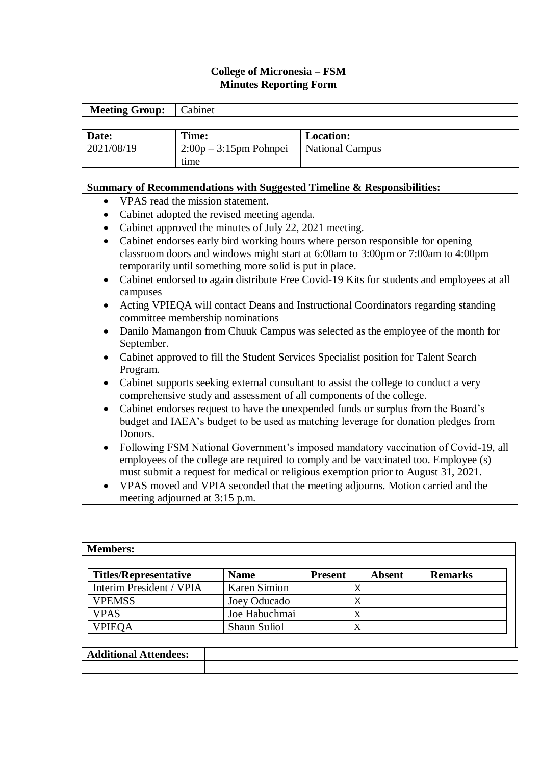# College of Micronesia – FSM
## Minutes Reporting Form

| **Meeting Group:** | Cabinet |
|---|---|

| **Date:** | **Time:** | **Location:** |
|---|---|---|
| 2021/08/19 | 2:00p – 3:15pm Pohnpei time | National Campus |

**Summary of Recommendations with Suggested Timeline & Responsibilities:**

- VPAS read the mission statement.
- Cabinet adopted the revised meeting agenda.
- Cabinet approved the minutes of July 22, 2021 meeting.
- Cabinet endorses early bird working hours where person responsible for opening classroom doors and windows might start at 6:00am to 3:00pm or 7:00am to 4:00pm temporarily until something more solid is put in place.
- Cabinet endorsed to again distribute Free Covid-19 Kits for students and employees at all campuses
- Acting VPIEQA will contact Deans and Instructional Coordinators regarding standing committee membership nominations
- Danilo Mamangon from Chuuk Campus was selected as the employee of the month for September.
- Cabinet approved to fill the Student Services Specialist position for Talent Search Program.
- Cabinet supports seeking external consultant to assist the college to conduct a very comprehensive study and assessment of all components of the college.
- Cabinet endorses request to have the unexpended funds or surplus from the Board's budget and IAEA's budget to be used as matching leverage for donation pledges from Donors.
- Following FSM National Government's imposed mandatory vaccination of Covid-19, all employees of the college are required to comply and be vaccinated too. Employee (s) must submit a request for medical or religious exemption prior to August 31, 2021.
- VPAS moved and VPIA seconded that the meeting adjourns. Motion carried and the meeting adjourned at 3:15 p.m.

**Members:**

| **Titles/Representative** | **Name** | **Present** | **Absent** | **Remarks** |
|---|---|---|---|---|
| Interim President / VPIA | Karen Simion | X | | |
| VPEMSS | Joey Oducado | X | | |
| VPAS | Joe Habuchmai | X | | |
| VPIEQA | Shaun Suliol | X | | |

| **Additional Attendees:** | |
|---|---|
| | |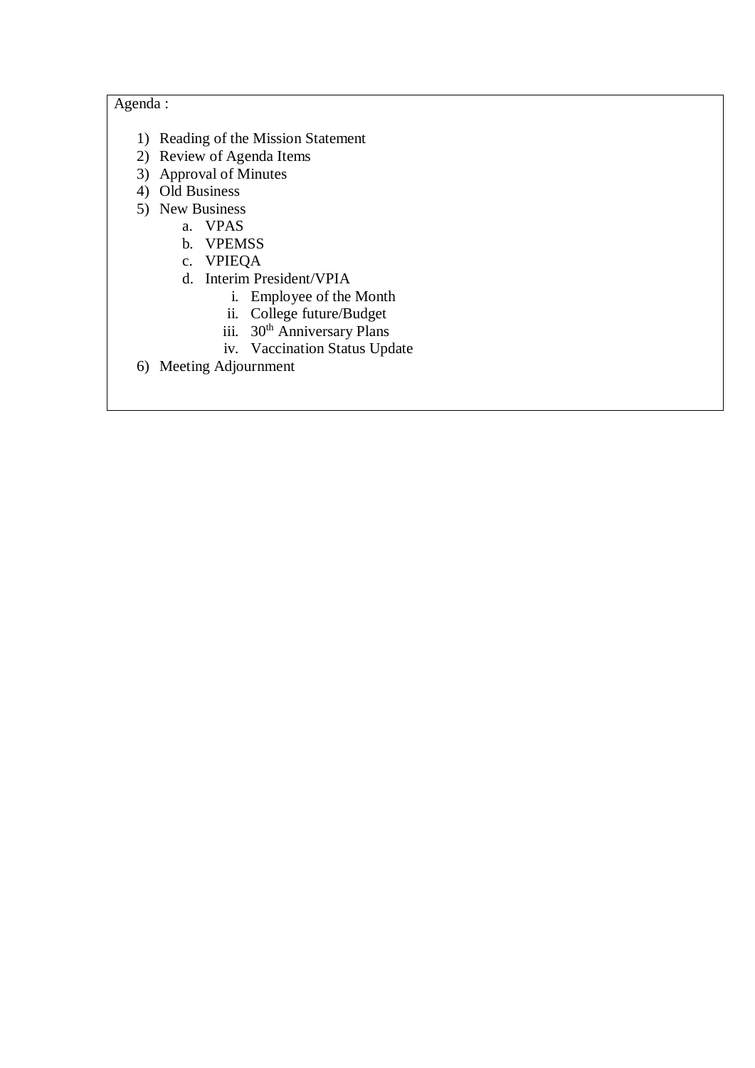Agenda :

1) Reading of the Mission Statement
2) Review of Agenda Items
3) Approval of Minutes
4) Old Business
5) New Business
    a. VPAS
    b. VPEMSS
    c. VPIEQA
    d. Interim President/VPIA
        i. Employee of the Month
        ii. College future/Budget
        iii. $30^{th}$ Anniversary Plans
        iv. Vaccination Status Update
6) Meeting Adjournment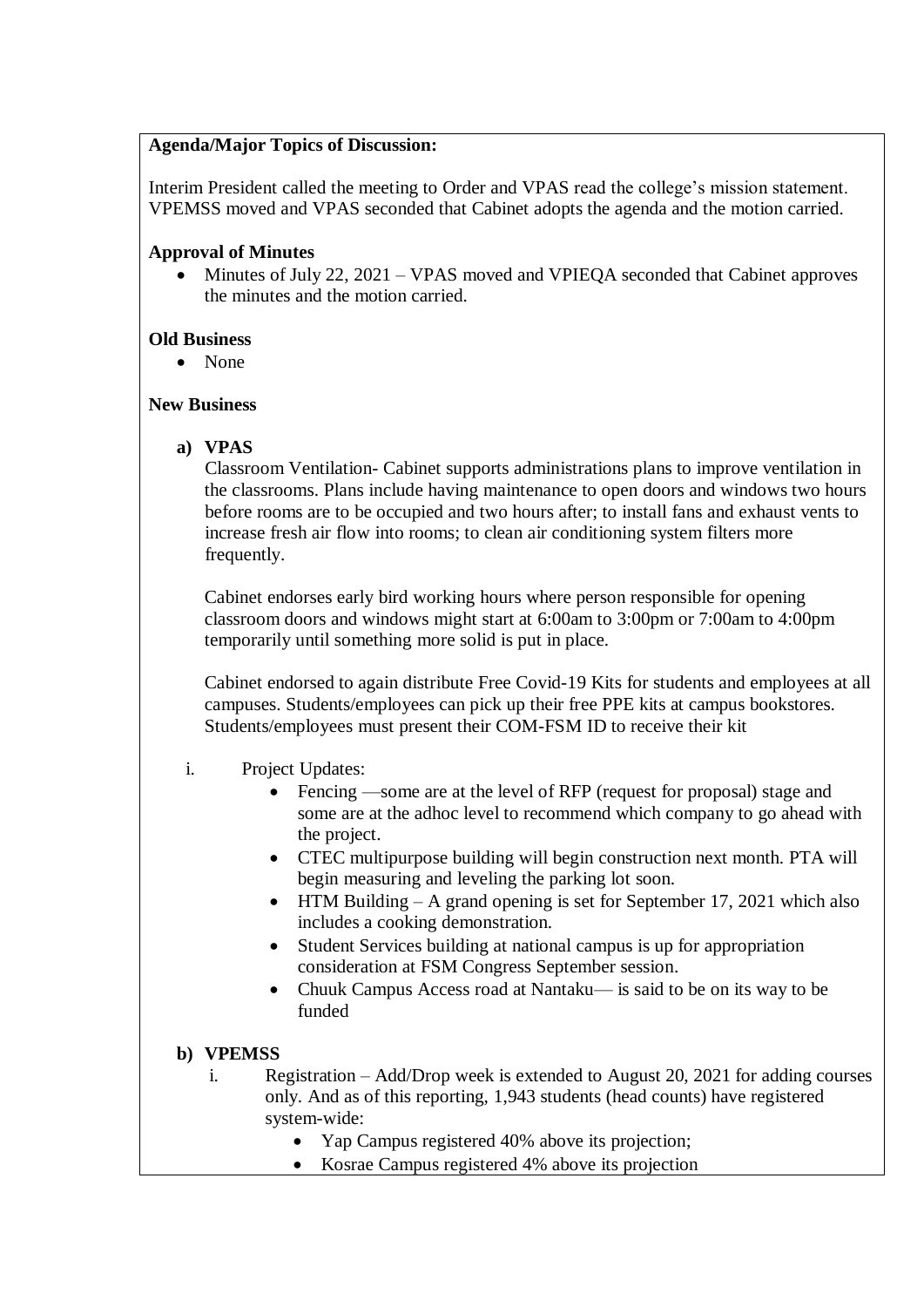**Agenda/Major Topics of Discussion:**

Interim President called the meeting to Order and VPAS read the college's mission statement. VPEMSS moved and VPAS seconded that Cabinet adopts the agenda and the motion carried.

**Approval of Minutes**

- Minutes of July 22, 2021 – VPAS moved and VPIEQA seconded that Cabinet approves the minutes and the motion carried.

**Old Business**

- None

**New Business**

**a) VPAS**

Classroom Ventilation- Cabinet supports administrations plans to improve ventilation in the classrooms. Plans include having maintenance to open doors and windows two hours before rooms are to be occupied and two hours after; to install fans and exhaust vents to increase fresh air flow into rooms; to clean air conditioning system filters more frequently.

Cabinet endorses early bird working hours where person responsible for opening classroom doors and windows might start at 6:00am to 3:00pm or 7:00am to 4:00pm temporarily until something more solid is put in place.

Cabinet endorsed to again distribute Free Covid-19 Kits for students and employees at all campuses. Students/employees can pick up their free PPE kits at campus bookstores. Students/employees must present their COM-FSM ID to receive their kit

i. Project Updates:
   - Fencing —some are at the level of RFP (request for proposal) stage and some are at the adhoc level to recommend which company to go ahead with the project.
   - CTEC multipurpose building will begin construction next month. PTA will begin measuring and leveling the parking lot soon.
   - HTM Building – A grand opening is set for September 17, 2021 which also includes a cooking demonstration.
   - Student Services building at national campus is up for appropriation consideration at FSM Congress September session.
   - Chuuk Campus Access road at Nantaku— is said to be on its way to be funded

**b) VPEMSS**

i. Registration – Add/Drop week is extended to August 20, 2021 for adding courses only. And as of this reporting, 1,943 students (head counts) have registered system-wide:
   - Yap Campus registered 40% above its projection;
   - Kosrae Campus registered 4% above its projection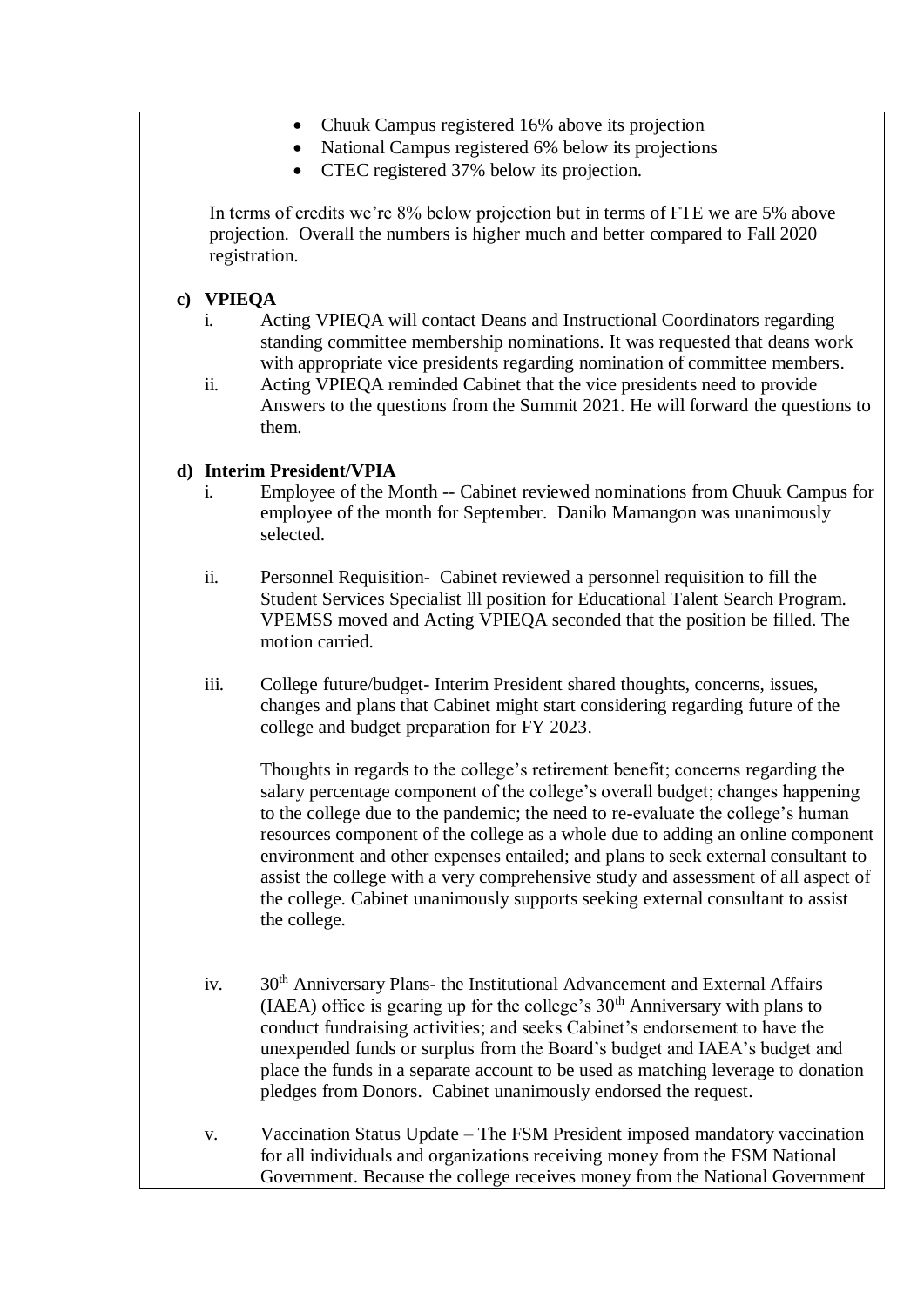- Chuuk Campus registered 16% above its projection
- National Campus registered 6% below its projections
- CTEC registered 37% below its projection.

In terms of credits we're 8% below projection but in terms of FTE we are 5% above projection. Overall the numbers is higher much and better compared to Fall 2020 registration.

**c) VPIEQA**

i. Acting VPIEQA will contact Deans and Instructional Coordinators regarding standing committee membership nominations. It was requested that deans work with appropriate vice presidents regarding nomination of committee members.

ii. Acting VPIEQA reminded Cabinet that the vice presidents need to provide Answers to the questions from the Summit 2021. He will forward the questions to them.

**d) Interim President/VPIA**

i. Employee of the Month -- Cabinet reviewed nominations from Chuuk Campus for employee of the month for September. Danilo Mamangon was unanimously selected.

ii. Personnel Requisition- Cabinet reviewed a personnel requisition to fill the Student Services Specialist lll position for Educational Talent Search Program. VPEMSS moved and Acting VPIEQA seconded that the position be filled. The motion carried.

iii. College future/budget- Interim President shared thoughts, concerns, issues, changes and plans that Cabinet might start considering regarding future of the college and budget preparation for FY 2023.

Thoughts in regards to the college's retirement benefit; concerns regarding the salary percentage component of the college's overall budget; changes happening to the college due to the pandemic; the need to re-evaluate the college's human resources component of the college as a whole due to adding an online component environment and other expenses entailed; and plans to seek external consultant to assist the college with a very comprehensive study and assessment of all aspect of the college. Cabinet unanimously supports seeking external consultant to assist the college.

iv. 30th Anniversary Plans- the Institutional Advancement and External Affairs (IAEA) office is gearing up for the college's 30th Anniversary with plans to conduct fundraising activities; and seeks Cabinet's endorsement to have the unexpended funds or surplus from the Board's budget and IAEA's budget and place the funds in a separate account to be used as matching leverage to donation pledges from Donors. Cabinet unanimously endorsed the request.

v. Vaccination Status Update – The FSM President imposed mandatory vaccination for all individuals and organizations receiving money from the FSM National Government. Because the college receives money from the National Government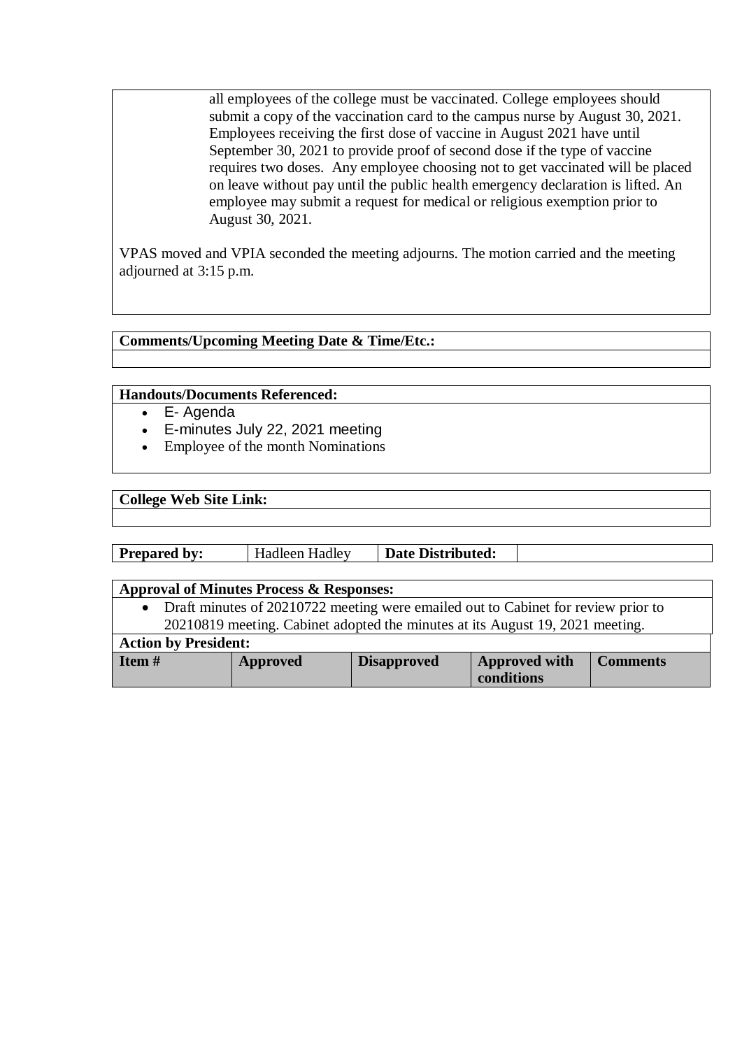all employees of the college must be vaccinated. College employees should submit a copy of the vaccination card to the campus nurse by August 30, 2021. Employees receiving the first dose of vaccine in August 2021 have until September 30, 2021 to provide proof of second dose if the type of vaccine requires two doses. Any employee choosing not to get vaccinated will be placed on leave without pay until the public health emergency declaration is lifted. An employee may submit a request for medical or religious exemption prior to August 30, 2021.

VPAS moved and VPIA seconded the meeting adjourns. The motion carried and the meeting adjourned at 3:15 p.m.

**Comments/Upcoming Meeting Date & Time/Etc.:**

**Handouts/Documents Referenced:**

- E- Agenda
- E-minutes July 22, 2021 meeting
- Employee of the month Nominations

**College Web Site Link:**

| **Prepared by:** | Hadleen Hadley | **Date Distributed:** | |
|---|---|---|---|

**Approval of Minutes Process & Responses:**

- Draft minutes of 20210722 meeting were emailed out to Cabinet for review prior to 20210819 meeting. Cabinet adopted the minutes at its August 19, 2021 meeting.

**Action by President:**

| **Item #** | **Approved** | **Disapproved** | **Approved with conditions** | **Comments** |
|---|---|---|---|---|